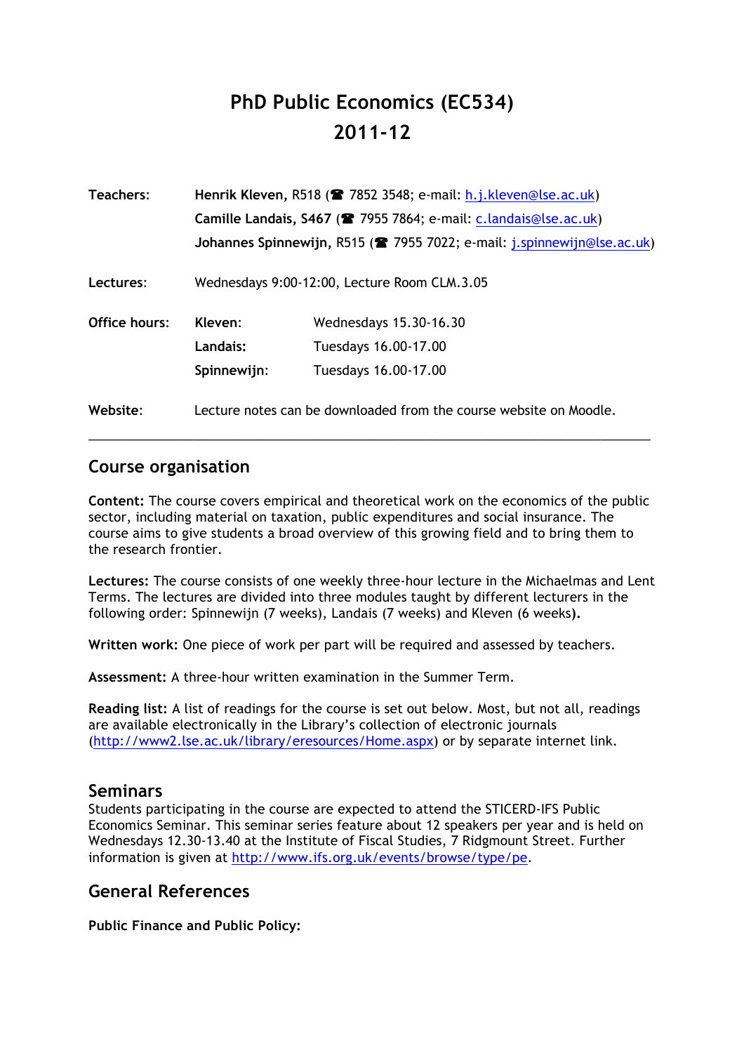# PhD Public Economics (EC534)
# 2011-12

| | | |
|---|---|---|
| **Teachers:** | **Henrik Kleven,** R518 (☎ 7852 3548; e-mail: h.j.kleven@lse.ac.uk) | |
| | **Camille Landais, S467** (☎ 7955 7864; e-mail: c.landais@lse.ac.uk) | |
| | **Johannes Spinnewijn,** R515 (☎ 7955 7022; e-mail: j.spinnewijn@lse.ac.uk) | |
| **Lectures:** | Wednesdays 9:00-12:00, Lecture Room CLM.3.05 | |
| **Office hours:** | **Kleven:** | Wednesdays 15.30-16.30 |
| | **Landais:** | Tuesdays 16.00-17.00 |
| | **Spinnewijn:** | Tuesdays 16.00-17.00 |
| **Website:** | Lecture notes can be downloaded from the course website on Moodle. | |

---

## Course organisation

**Content:** The course covers empirical and theoretical work on the economics of the public sector, including material on taxation, public expenditures and social insurance. The course aims to give students a broad overview of this growing field and to bring them to the research frontier.

**Lectures:** The course consists of one weekly three-hour lecture in the Michaelmas and Lent Terms. The lectures are divided into three modules taught by different lecturers in the following order: Spinnewijn (7 weeks), Landais (7 weeks) and Kleven (6 weeks**).**

**Written work:** One piece of work per part will be required and assessed by teachers.

**Assessment:** A three-hour written examination in the Summer Term.

**Reading list:** A list of readings for the course is set out below. Most, but not all, readings are available electronically in the Library's collection of electronic journals (http://www2.lse.ac.uk/library/eresources/Home.aspx) or by separate internet link.

## Seminars

Students participating in the course are expected to attend the STICERD-IFS Public Economics Seminar. This seminar series feature about 12 speakers per year and is held on Wednesdays 12.30-13.40 at the Institute of Fiscal Studies, 7 Ridgmount Street. Further information is given at http://www.ifs.org.uk/events/browse/type/pe.

## General References

**Public Finance and Public Policy:**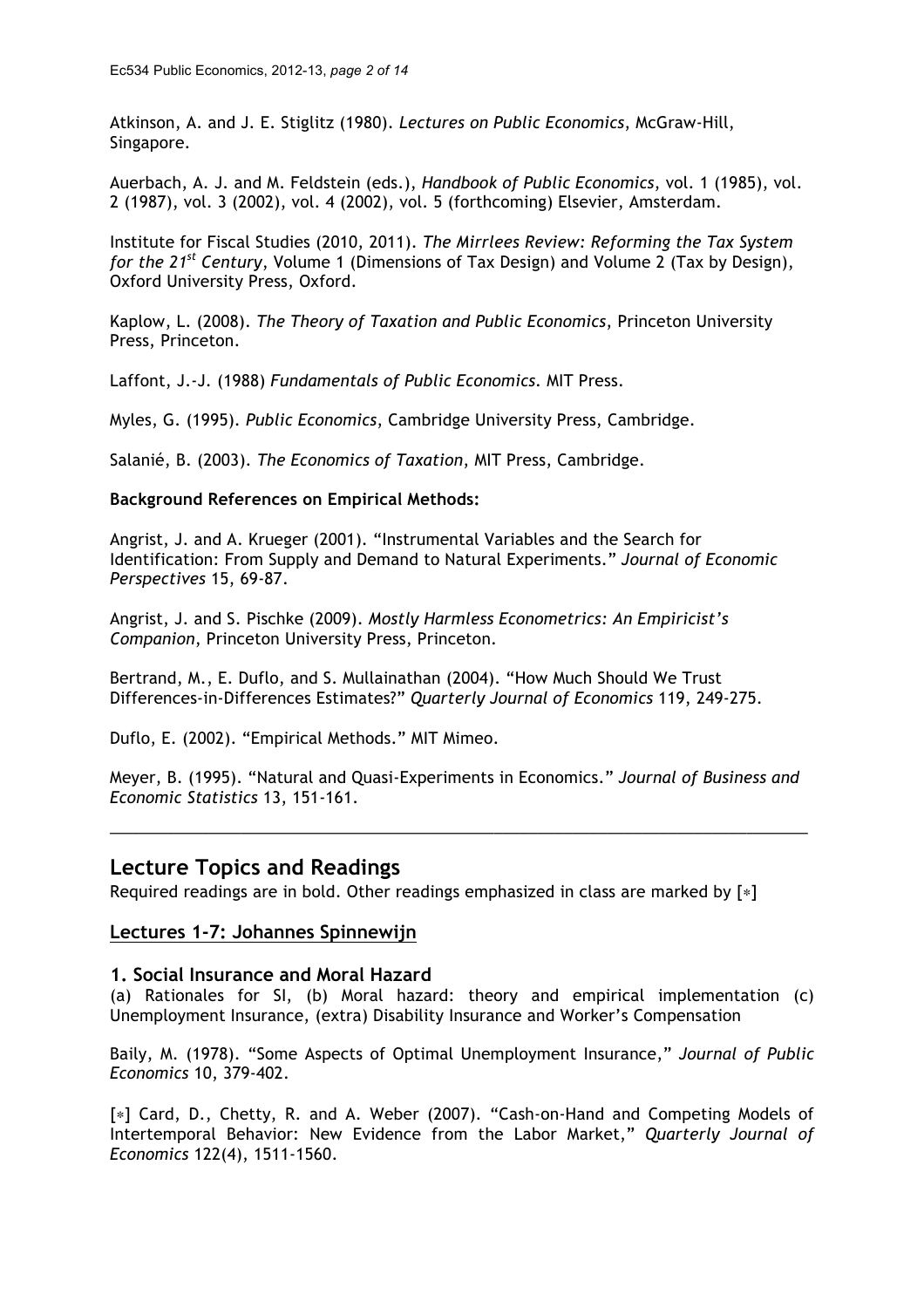Atkinson, A. and J. E. Stiglitz (1980). *Lectures on Public Economics*, McGraw-Hill, Singapore.

Auerbach, A. J. and M. Feldstein (eds.), *Handbook of Public Economics*, vol. 1 (1985), vol. 2 (1987), vol. 3 (2002), vol. 4 (2002), vol. 5 (forthcoming) Elsevier, Amsterdam.

Institute for Fiscal Studies (2010, 2011). *The Mirrlees Review: Reforming the Tax System for the 21st Century*, Volume 1 (Dimensions of Tax Design) and Volume 2 (Tax by Design), Oxford University Press, Oxford.

Kaplow, L. (2008). *The Theory of Taxation and Public Economics*, Princeton University Press, Princeton.

Laffont, J.-J. (1988) *Fundamentals of Public Economics*. MIT Press.

Myles, G. (1995). *Public Economics*, Cambridge University Press, Cambridge.

Salanié, B. (2003). *The Economics of Taxation*, MIT Press, Cambridge.

**Background References on Empirical Methods:**

Angrist, J. and A. Krueger (2001). "Instrumental Variables and the Search for Identification: From Supply and Demand to Natural Experiments." *Journal of Economic Perspectives* 15, 69-87.

Angrist, J. and S. Pischke (2009). *Mostly Harmless Econometrics: An Empiricist's Companion*, Princeton University Press, Princeton.

Bertrand, M., E. Duflo, and S. Mullainathan (2004). "How Much Should We Trust Differences-in-Differences Estimates?" *Quarterly Journal of Economics* 119, 249-275.

Duflo, E. (2002). "Empirical Methods." MIT Mimeo.

Meyer, B. (1995). "Natural and Quasi-Experiments in Economics." *Journal of Business and Economic Statistics* 13, 151-161.

---

## Lecture Topics and Readings

Required readings are in bold. Other readings emphasized in class are marked by [∗]

### Lectures 1-7: Johannes Spinnewijn

#### 1. Social Insurance and Moral Hazard

(a) Rationales for SI, (b) Moral hazard: theory and empirical implementation (c) Unemployment Insurance, (extra) Disability Insurance and Worker's Compensation

Baily, M. (1978). "Some Aspects of Optimal Unemployment Insurance," *Journal of Public Economics* 10, 379-402.

[∗] Card, D., Chetty, R. and A. Weber (2007). "Cash-on-Hand and Competing Models of Intertemporal Behavior: New Evidence from the Labor Market," *Quarterly Journal of Economics* 122(4), 1511-1560.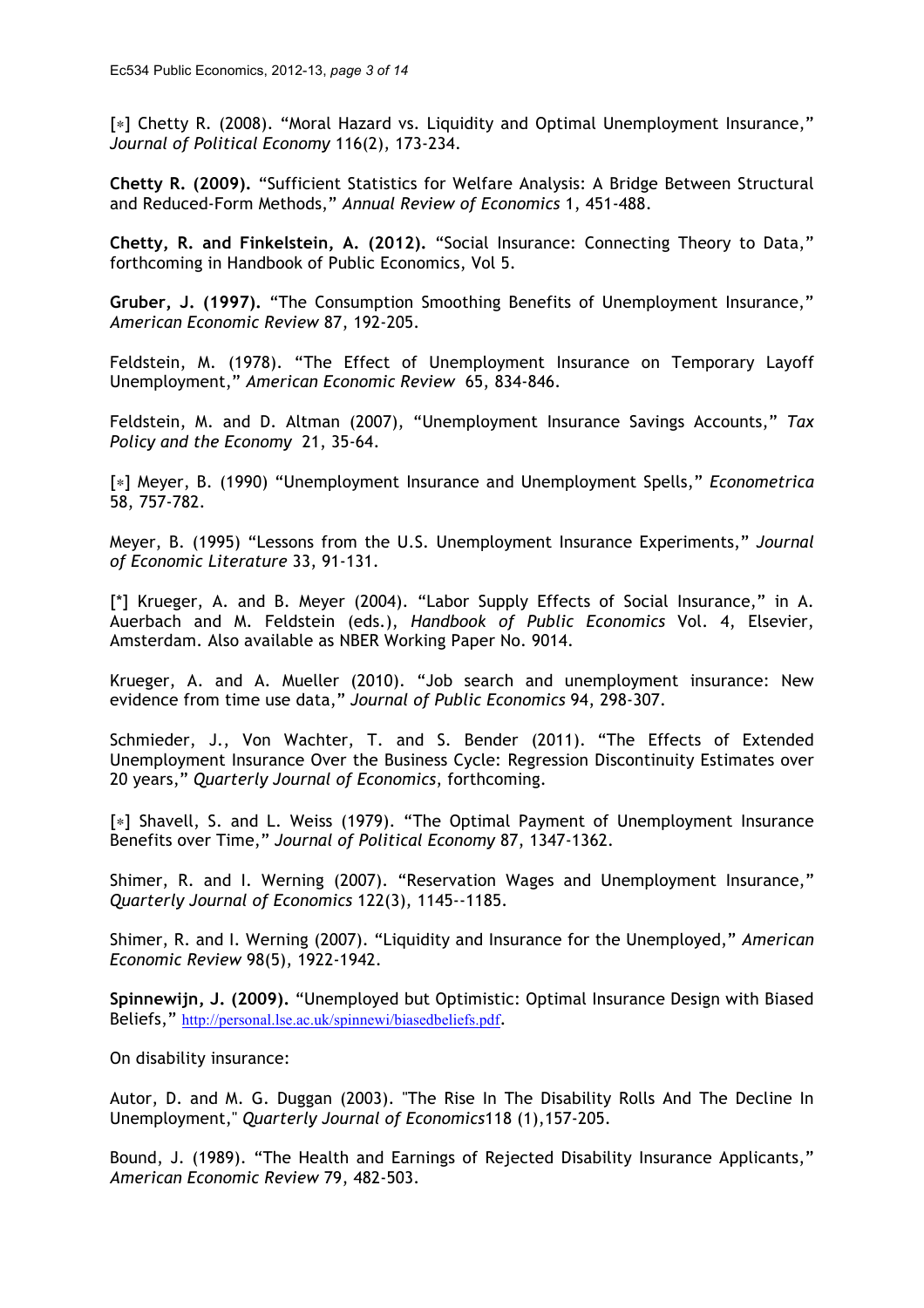[*] Chetty R. (2008). “Moral Hazard vs. Liquidity and Optimal Unemployment Insurance,” *Journal of Political Economy* 116(2), 173-234.

**Chetty R. (2009).** “Sufficient Statistics for Welfare Analysis: A Bridge Between Structural and Reduced-Form Methods,” *Annual Review of Economics* 1, 451-488.

**Chetty, R. and Finkelstein, A. (2012).** “Social Insurance: Connecting Theory to Data,” forthcoming in Handbook of Public Economics, Vol 5.

**Gruber, J. (1997).** “The Consumption Smoothing Benefits of Unemployment Insurance,” *American Economic Review* 87, 192-205.

Feldstein, M. (1978). “The Effect of Unemployment Insurance on Temporary Layoff Unemployment,” *American Economic Review* 65, 834-846.

Feldstein, M. and D. Altman (2007), “Unemployment Insurance Savings Accounts,” *Tax Policy and the Economy* 21, 35-64.

[*] Meyer, B. (1990) “Unemployment Insurance and Unemployment Spells,” *Econometrica* 58, 757-782.

Meyer, B. (1995) “Lessons from the U.S. Unemployment Insurance Experiments,” *Journal of Economic Literature* 33, 91-131.

[*] Krueger, A. and B. Meyer (2004). “Labor Supply Effects of Social Insurance,” in A. Auerbach and M. Feldstein (eds.), *Handbook of Public Economics* Vol. 4, Elsevier, Amsterdam. Also available as NBER Working Paper No. 9014.

Krueger, A. and A. Mueller (2010). “Job search and unemployment insurance: New evidence from time use data,” *Journal of Public Economics* 94, 298-307.

Schmieder, J., Von Wachter, T. and S. Bender (2011). “The Effects of Extended Unemployment Insurance Over the Business Cycle: Regression Discontinuity Estimates over 20 years,” *Quarterly Journal of Economics*, forthcoming.

[*] Shavell, S. and L. Weiss (1979). “The Optimal Payment of Unemployment Insurance Benefits over Time,” *Journal of Political Economy* 87, 1347-1362.

Shimer, R. and I. Werning (2007). “Reservation Wages and Unemployment Insurance,” *Quarterly Journal of Economics* 122(3), 1145--1185.

Shimer, R. and I. Werning (2007). “Liquidity and Insurance for the Unemployed,” *American Economic Review* 98(5), 1922-1942.

**Spinnewijn, J. (2009).** “Unemployed but Optimistic: Optimal Insurance Design with Biased Beliefs,” http://personal.lse.ac.uk/spinnewi/biasedbeliefs.pdf.

On disability insurance:

Autor, D. and M. G. Duggan (2003). "The Rise In The Disability Rolls And The Decline In Unemployment," *Quarterly Journal of Economics*118 (1),157-205.

Bound, J. (1989). “The Health and Earnings of Rejected Disability Insurance Applicants,” *American Economic Review* 79, 482-503.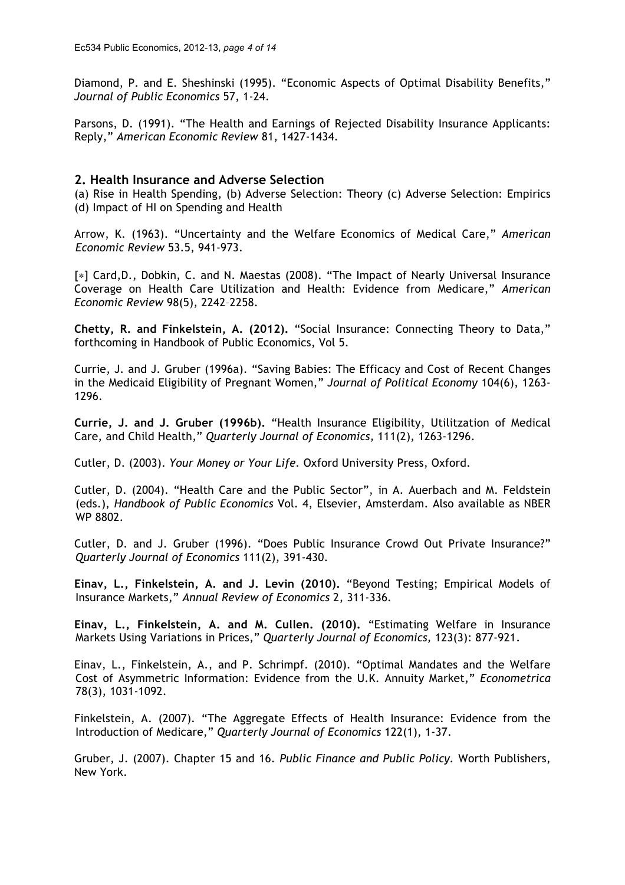Diamond, P. and E. Sheshinski (1995). "Economic Aspects of Optimal Disability Benefits," *Journal of Public Economics* 57, 1-24.

Parsons, D. (1991). "The Health and Earnings of Rejected Disability Insurance Applicants: Reply," *American Economic Review* 81, 1427-1434.

## 2. Health Insurance and Adverse Selection

(a) Rise in Health Spending, (b) Adverse Selection: Theory (c) Adverse Selection: Empirics (d) Impact of HI on Spending and Health

Arrow, K. (1963). "Uncertainty and the Welfare Economics of Medical Care," *American Economic Review* 53.5, 941-973.

[*] Card,D., Dobkin, C. and N. Maestas (2008). "The Impact of Nearly Universal Insurance Coverage on Health Care Utilization and Health: Evidence from Medicare," *American Economic Review* 98(5), 2242–2258.

**Chetty, R. and Finkelstein, A. (2012).** "Social Insurance: Connecting Theory to Data," forthcoming in Handbook of Public Economics, Vol 5.

Currie, J. and J. Gruber (1996a). "Saving Babies: The Efficacy and Cost of Recent Changes in the Medicaid Eligibility of Pregnant Women," *Journal of Political Economy* 104(6), 1263-1296.

**Currie, J. and J. Gruber (1996b).** "Health Insurance Eligibility, Utilitzation of Medical Care, and Child Health," *Quarterly Journal of Economics,* 111(2), 1263-1296.

Cutler, D. (2003). *Your Money or Your Life.* Oxford University Press, Oxford.

Cutler, D. (2004). "Health Care and the Public Sector", in A. Auerbach and M. Feldstein (eds.), *Handbook of Public Economics* Vol. 4, Elsevier, Amsterdam. Also available as NBER WP 8802.

Cutler, D. and J. Gruber (1996). "Does Public Insurance Crowd Out Private Insurance?" *Quarterly Journal of Economics* 111(2), 391-430.

**Einav, L., Finkelstein, A. and J. Levin (2010).** "Beyond Testing; Empirical Models of Insurance Markets," *Annual Review of Economics* 2, 311-336.

**Einav, L., Finkelstein, A. and M. Cullen. (2010).** "Estimating Welfare in Insurance Markets Using Variations in Prices," *Quarterly Journal of Economics,* 123(3): 877-921.

Einav, L., Finkelstein, A., and P. Schrimpf. (2010). "Optimal Mandates and the Welfare Cost of Asymmetric Information: Evidence from the U.K. Annuity Market," *Econometrica* 78(3), 1031-1092.

Finkelstein, A. (2007). "The Aggregate Effects of Health Insurance: Evidence from the Introduction of Medicare," *Quarterly Journal of Economics* 122(1), 1-37.

Gruber, J. (2007). Chapter 15 and 16. *Public Finance and Public Policy.* Worth Publishers, New York.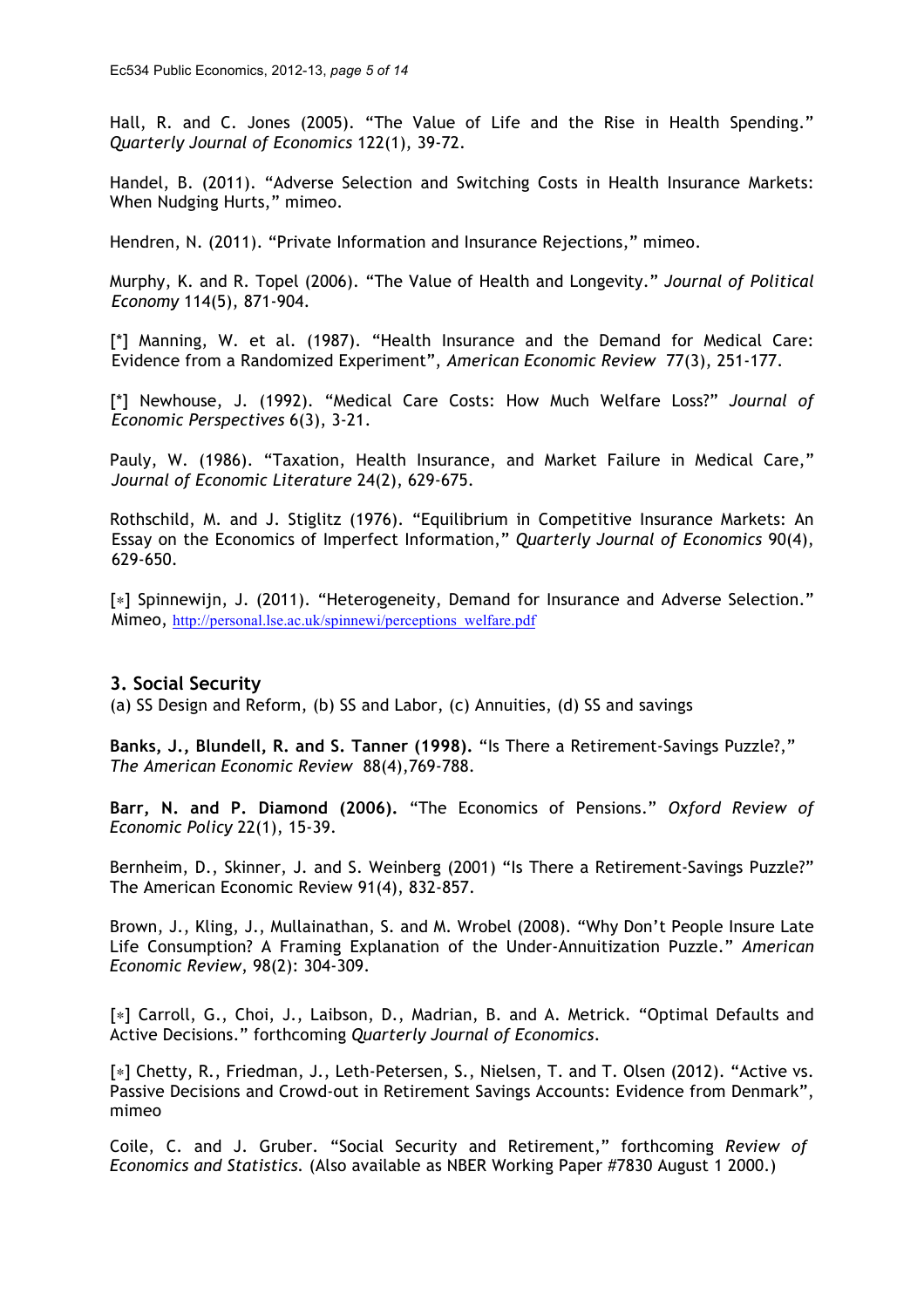Hall, R. and C. Jones (2005). "The Value of Life and the Rise in Health Spending." *Quarterly Journal of Economics* 122(1), 39-72.

Handel, B. (2011). "Adverse Selection and Switching Costs in Health Insurance Markets: When Nudging Hurts," mimeo.

Hendren, N. (2011). "Private Information and Insurance Rejections," mimeo.

Murphy, K. and R. Topel (2006). "The Value of Health and Longevity." *Journal of Political Economy* 114(5), 871-904.

[*] Manning, W. et al. (1987). "Health Insurance and the Demand for Medical Care: Evidence from a Randomized Experiment", *American Economic Review* 77(3), 251-177.

[*] Newhouse, J. (1992). "Medical Care Costs: How Much Welfare Loss?" *Journal of Economic Perspectives* 6(3), 3-21.

Pauly, W. (1986). "Taxation, Health Insurance, and Market Failure in Medical Care," *Journal of Economic Literature* 24(2), 629-675.

Rothschild, M. and J. Stiglitz (1976). "Equilibrium in Competitive Insurance Markets: An Essay on the Economics of Imperfect Information," *Quarterly Journal of Economics* 90(4), 629-650.

[*] Spinnewijn, J. (2011). "Heterogeneity, Demand for Insurance and Adverse Selection." Mimeo, http://personal.lse.ac.uk/spinnewi/perceptions_welfare.pdf

### 3. Social Security

(a) SS Design and Reform, (b) SS and Labor, (c) Annuities, (d) SS and savings

**Banks, J., Blundell, R. and S. Tanner (1998).** "Is There a Retirement-Savings Puzzle?," *The American Economic Review* 88(4),769-788.

**Barr, N. and P. Diamond (2006).** "The Economics of Pensions." *Oxford Review of Economic Policy* 22(1), 15-39.

Bernheim, D., Skinner, J. and S. Weinberg (2001) "Is There a Retirement-Savings Puzzle?" The American Economic Review 91(4), 832-857.

Brown, J., Kling, J., Mullainathan, S. and M. Wrobel (2008). "Why Don't People Insure Late Life Consumption? A Framing Explanation of the Under-Annuitization Puzzle." *American Economic Review*, 98(2): 304-309.

[*] Carroll, G., Choi, J., Laibson, D., Madrian, B. and A. Metrick. "Optimal Defaults and Active Decisions." forthcoming *Quarterly Journal of Economics*.

[*] Chetty, R., Friedman, J., Leth-Petersen, S., Nielsen, T. and T. Olsen (2012). "Active vs. Passive Decisions and Crowd-out in Retirement Savings Accounts: Evidence from Denmark", mimeo

Coile, C. and J. Gruber. "Social Security and Retirement," forthcoming *Review of Economics and Statistics.* (Also available as NBER Working Paper #7830 August 1 2000.)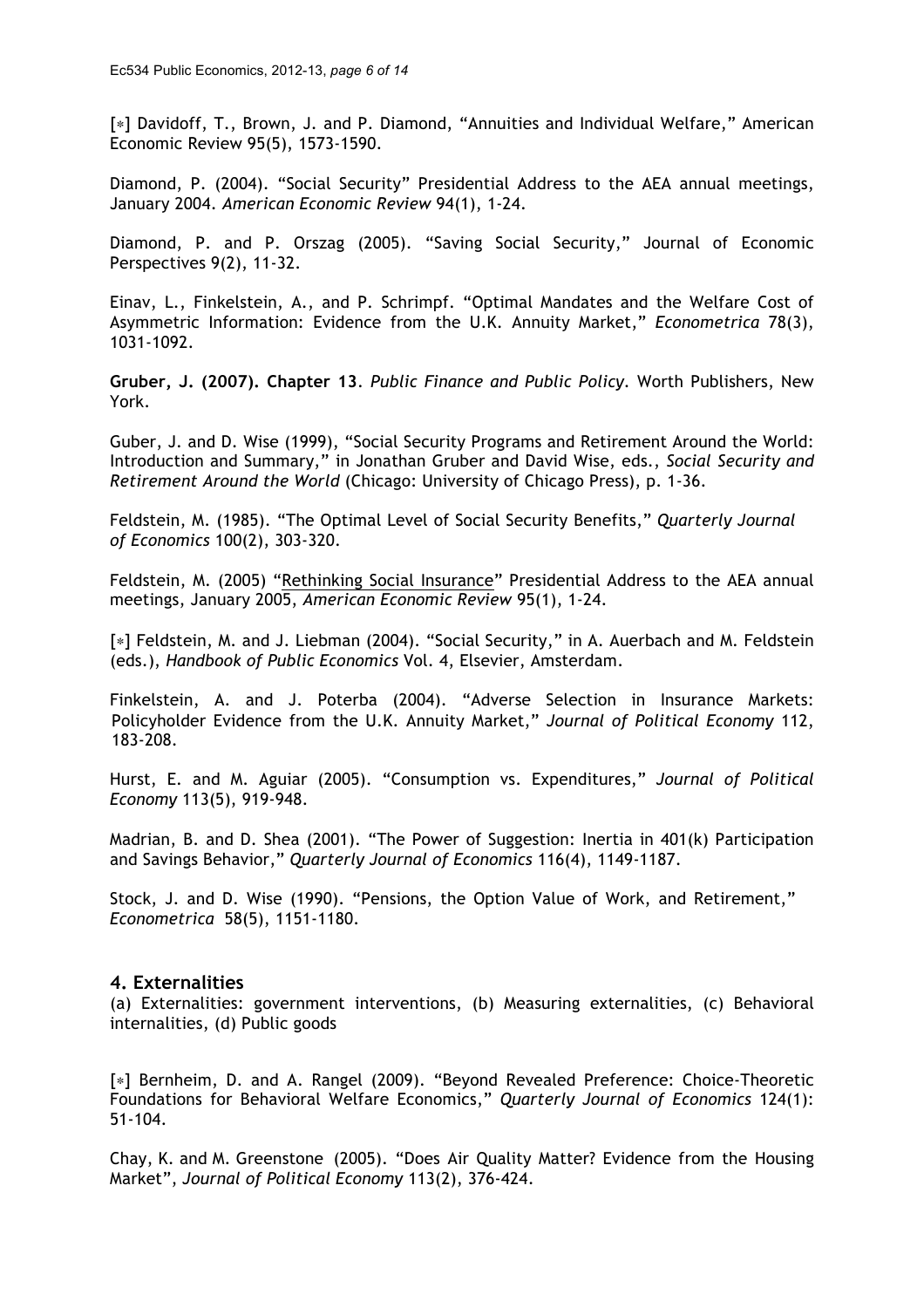[*] Davidoff, T., Brown, J. and P. Diamond, "Annuities and Individual Welfare," American Economic Review 95(5), 1573-1590.

Diamond, P. (2004). "Social Security" Presidential Address to the AEA annual meetings, January 2004. *American Economic Review* 94(1), 1-24.

Diamond, P. and P. Orszag (2005). "Saving Social Security," Journal of Economic Perspectives 9(2), 11-32.

Einav, L., Finkelstein, A., and P. Schrimpf. "Optimal Mandates and the Welfare Cost of Asymmetric Information: Evidence from the U.K. Annuity Market," *Econometrica* 78(3), 1031-1092.

**Gruber, J. (2007). Chapter 13**. *Public Finance and Public Policy*. Worth Publishers, New York.

Guber, J. and D. Wise (1999), "Social Security Programs and Retirement Around the World: Introduction and Summary," in Jonathan Gruber and David Wise, eds., *Social Security and Retirement Around the World* (Chicago: University of Chicago Press), p. 1-36.

Feldstein, M. (1985). "The Optimal Level of Social Security Benefits," *Quarterly Journal of Economics* 100(2), 303-320.

Feldstein, M. (2005) "Rethinking Social Insurance" Presidential Address to the AEA annual meetings, January 2005, *American Economic Review* 95(1), 1-24.

[*] Feldstein, M. and J. Liebman (2004). "Social Security," in A. Auerbach and M. Feldstein (eds.), *Handbook of Public Economics* Vol. 4, Elsevier, Amsterdam.

Finkelstein, A. and J. Poterba (2004). "Adverse Selection in Insurance Markets: Policyholder Evidence from the U.K. Annuity Market," *Journal of Political Economy* 112, 183-208.

Hurst, E. and M. Aguiar (2005). "Consumption vs. Expenditures," *Journal of Political Economy* 113(5), 919-948.

Madrian, B. and D. Shea (2001). "The Power of Suggestion: Inertia in 401(k) Participation and Savings Behavior," *Quarterly Journal of Economics* 116(4), 1149-1187.

Stock, J. and D. Wise (1990). "Pensions, the Option Value of Work, and Retirement," *Econometrica* 58(5), 1151-1180.

## 4. Externalities

(a) Externalities: government interventions, (b) Measuring externalities, (c) Behavioral internalities, (d) Public goods

[*] Bernheim, D. and A. Rangel (2009). "Beyond Revealed Preference: Choice-Theoretic Foundations for Behavioral Welfare Economics," *Quarterly Journal of Economics* 124(1): 51-104.

Chay, K. and M. Greenstone (2005). "Does Air Quality Matter? Evidence from the Housing Market", *Journal of Political Economy* 113(2), 376-424.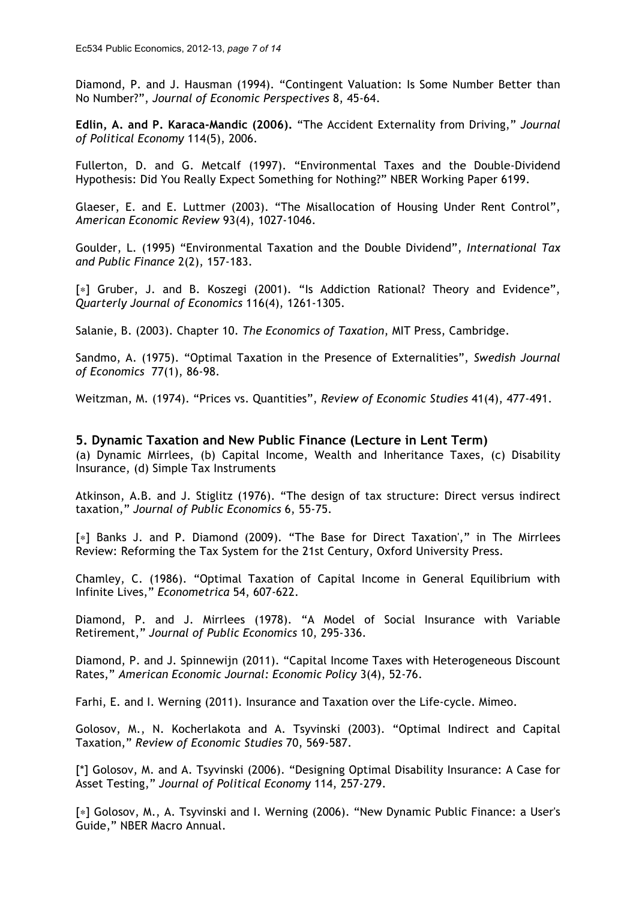Diamond, P. and J. Hausman (1994). "Contingent Valuation: Is Some Number Better than No Number?", *Journal of Economic Perspectives* 8, 45-64.

**Edlin, A. and P. Karaca-Mandic (2006).** "The Accident Externality from Driving," *Journal of Political Economy* 114(5), 2006.

Fullerton, D. and G. Metcalf (1997). "Environmental Taxes and the Double-Dividend Hypothesis: Did You Really Expect Something for Nothing?" NBER Working Paper 6199.

Glaeser, E. and E. Luttmer (2003). "The Misallocation of Housing Under Rent Control", *American Economic Review* 93(4), 1027-1046.

Goulder, L. (1995) "Environmental Taxation and the Double Dividend", *International Tax and Public Finance* 2(2), 157-183.

[*] Gruber, J. and B. Koszegi (2001). "Is Addiction Rational? Theory and Evidence", *Quarterly Journal of Economics* 116(4), 1261-1305.

Salanie, B. (2003). Chapter 10. *The Economics of Taxation*, MIT Press, Cambridge.

Sandmo, A. (1975). "Optimal Taxation in the Presence of Externalities", *Swedish Journal of Economics* 77(1), 86-98.

Weitzman, M. (1974). "Prices vs. Quantities", *Review of Economic Studies* 41(4), 477-491.

## 5. Dynamic Taxation and New Public Finance (Lecture in Lent Term)

(a) Dynamic Mirrlees, (b) Capital Income, Wealth and Inheritance Taxes, (c) Disability Insurance, (d) Simple Tax Instruments

Atkinson, A.B. and J. Stiglitz (1976). "The design of tax structure: Direct versus indirect taxation," *Journal of Public Economics* 6, 55-75.

[*] Banks J. and P. Diamond (2009). "The Base for Direct Taxation'," in The Mirrlees Review: Reforming the Tax System for the 21st Century, Oxford University Press.

Chamley, C. (1986). "Optimal Taxation of Capital Income in General Equilibrium with Infinite Lives," *Econometrica* 54, 607-622.

Diamond, P. and J. Mirrlees (1978). "A Model of Social Insurance with Variable Retirement," *Journal of Public Economics* 10, 295-336.

Diamond, P. and J. Spinnewijn (2011). "Capital Income Taxes with Heterogeneous Discount Rates," *American Economic Journal: Economic Policy* 3(4), 52-76.

Farhi, E. and I. Werning (2011). Insurance and Taxation over the Life-cycle. Mimeo.

Golosov, M., N. Kocherlakota and A. Tsyvinski (2003). "Optimal Indirect and Capital Taxation," *Review of Economic Studies* 70, 569-587.

[*] Golosov, M. and A. Tsyvinski (2006). "Designing Optimal Disability Insurance: A Case for Asset Testing," *Journal of Political Economy* 114, 257-279.

[*] Golosov, M., A. Tsyvinski and I. Werning (2006). "New Dynamic Public Finance: a User's Guide," NBER Macro Annual.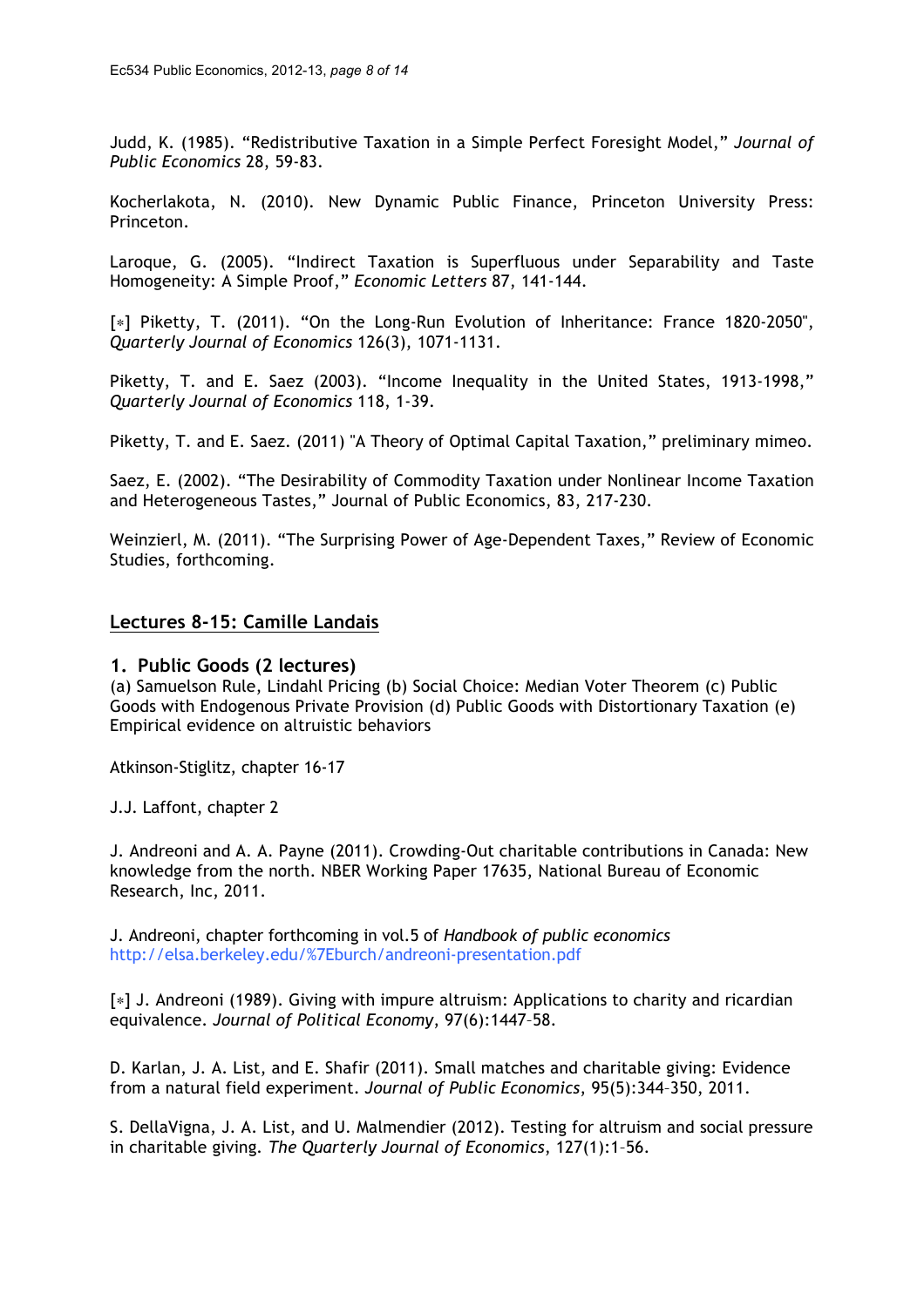Judd, K. (1985). “Redistributive Taxation in a Simple Perfect Foresight Model,” *Journal of Public Economics* 28, 59-83.

Kocherlakota, N. (2010). New Dynamic Public Finance, Princeton University Press: Princeton.

Laroque, G. (2005). “Indirect Taxation is Superfluous under Separability and Taste Homogeneity: A Simple Proof,” *Economic Letters* 87, 141-144.

[*] Piketty, T. (2011). “On the Long-Run Evolution of Inheritance: France 1820-2050", *Quarterly Journal of Economics* 126(3), 1071-1131.

Piketty, T. and E. Saez (2003). “Income Inequality in the United States, 1913-1998,” *Quarterly Journal of Economics* 118, 1-39.

Piketty, T. and E. Saez. (2011) "A Theory of Optimal Capital Taxation," preliminary mimeo.

Saez, E. (2002). “The Desirability of Commodity Taxation under Nonlinear Income Taxation and Heterogeneous Tastes,” Journal of Public Economics, 83, 217-230.

Weinzierl, M. (2011). “The Surprising Power of Age-Dependent Taxes,” Review of Economic Studies, forthcoming.

## Lectures 8-15: Camille Landais

### 1. Public Goods (2 lectures)

(a) Samuelson Rule, Lindahl Pricing (b) Social Choice: Median Voter Theorem (c) Public Goods with Endogenous Private Provision (d) Public Goods with Distortionary Taxation (e) Empirical evidence on altruistic behaviors

Atkinson-Stiglitz, chapter 16-17

J.J. Laffont, chapter 2

J. Andreoni and A. A. Payne (2011). Crowding-Out charitable contributions in Canada: New knowledge from the north. NBER Working Paper 17635, National Bureau of Economic Research, Inc, 2011.

J. Andreoni, chapter forthcoming in vol.5 of *Handbook of public economics* http://elsa.berkeley.edu/%7Eburch/andreoni-presentation.pdf

[*] J. Andreoni (1989). Giving with impure altruism: Applications to charity and ricardian equivalence. *Journal of Political Economy*, 97(6):1447–58.

D. Karlan, J. A. List, and E. Shafir (2011). Small matches and charitable giving: Evidence from a natural field experiment. *Journal of Public Economics*, 95(5):344–350, 2011.

S. DellaVigna, J. A. List, and U. Malmendier (2012). Testing for altruism and social pressure in charitable giving. *The Quarterly Journal of Economics*, 127(1):1–56.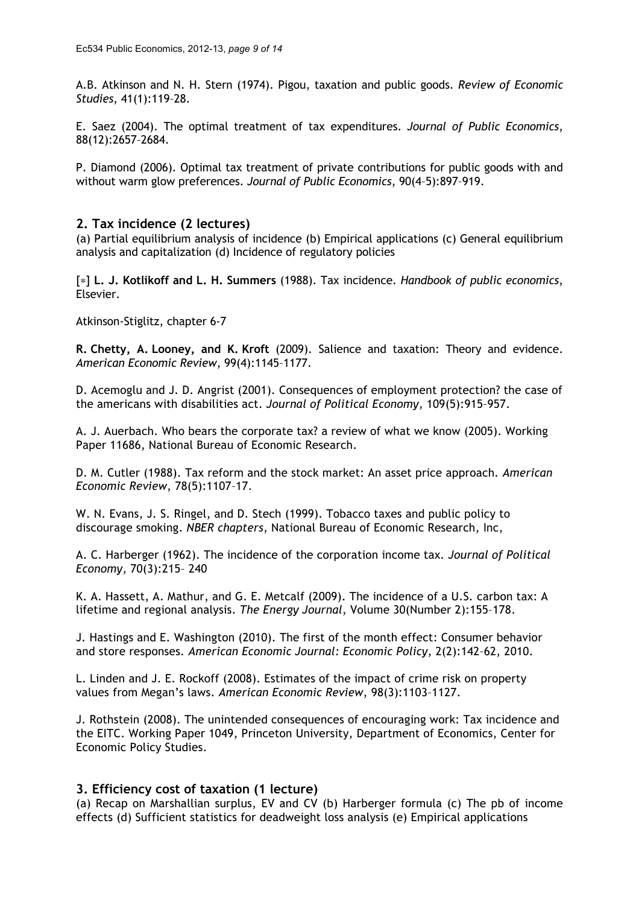A.B. Atkinson and N. H. Stern (1974). Pigou, taxation and public goods. *Review of Economic Studies*, 41(1):119–28.

E. Saez (2004). The optimal treatment of tax expenditures. *Journal of Public Economics*, 88(12):2657–2684.

P. Diamond (2006). Optimal tax treatment of private contributions for public goods with and without warm glow preferences. *Journal of Public Economics*, 90(4–5):897–919.

## 2. Tax incidence (2 lectures)

(a) Partial equilibrium analysis of incidence (b) Empirical applications (c) General equilibrium analysis and capitalization (d) Incidence of regulatory policies

[∗] **L. J. Kotlikoff and L. H. Summers** (1988). Tax incidence. *Handbook of public economics*, Elsevier.

Atkinson-Stiglitz, chapter 6-7

**R. Chetty, A. Looney, and K. Kroft** (2009). Salience and taxation: Theory and evidence. *American Economic Review*, 99(4):1145–1177.

D. Acemoglu and J. D. Angrist (2001). Consequences of employment protection? the case of the americans with disabilities act. *Journal of Political Economy*, 109(5):915–957.

A. J. Auerbach. Who bears the corporate tax? a review of what we know (2005). Working Paper 11686, National Bureau of Economic Research.

D. M. Cutler (1988). Tax reform and the stock market: An asset price approach. *American Economic Review*, 78(5):1107–17.

W. N. Evans, J. S. Ringel, and D. Stech (1999). Tobacco taxes and public policy to discourage smoking. *NBER chapters*, National Bureau of Economic Research, Inc,

A. C. Harberger (1962). The incidence of the corporation income tax. *Journal of Political Economy*, 70(3):215– 240

K. A. Hassett, A. Mathur, and G. E. Metcalf (2009). The incidence of a U.S. carbon tax: A lifetime and regional analysis. *The Energy Journal*, Volume 30(Number 2):155–178.

J. Hastings and E. Washington (2010). The first of the month effect: Consumer behavior and store responses. *American Economic Journal: Economic Policy*, 2(2):142–62, 2010.

L. Linden and J. E. Rockoff (2008). Estimates of the impact of crime risk on property values from Megan's laws. *American Economic Review*, 98(3):1103–1127.

J. Rothstein (2008). The unintended consequences of encouraging work: Tax incidence and the EITC. Working Paper 1049, Princeton University, Department of Economics, Center for Economic Policy Studies.

## 3. Efficiency cost of taxation (1 lecture)

(a) Recap on Marshallian surplus, EV and CV (b) Harberger formula (c) The pb of income effects (d) Sufficient statistics for deadweight loss analysis (e) Empirical applications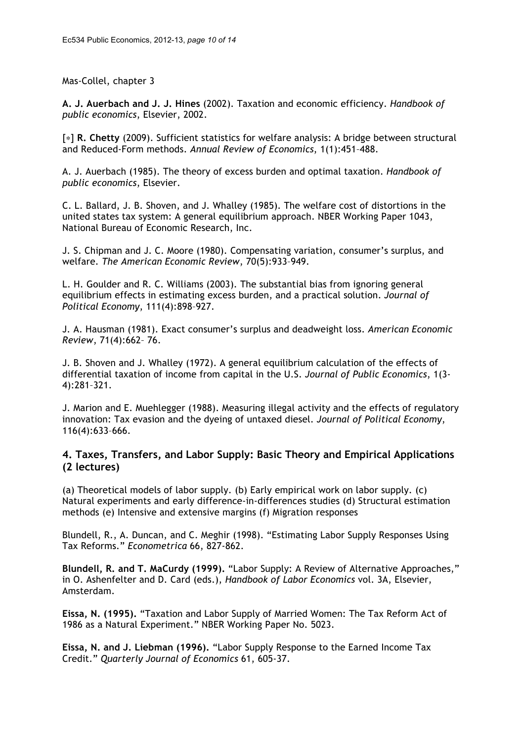Mas-Collel, chapter 3

**A. J. Auerbach and J. J. Hines** (2002). Taxation and economic efficiency. *Handbook of public economics*, Elsevier, 2002.

[∗] **R. Chetty** (2009). Sufficient statistics for welfare analysis: A bridge between structural and Reduced-Form methods. *Annual Review of Economics*, 1(1):451–488.

A. J. Auerbach (1985). The theory of excess burden and optimal taxation. *Handbook of public economics*, Elsevier.

C. L. Ballard, J. B. Shoven, and J. Whalley (1985). The welfare cost of distortions in the united states tax system: A general equilibrium approach. NBER Working Paper 1043, National Bureau of Economic Research, Inc.

J. S. Chipman and J. C. Moore (1980). Compensating variation, consumer's surplus, and welfare. *The American Economic Review*, 70(5):933–949.

L. H. Goulder and R. C. Williams (2003). The substantial bias from ignoring general equilibrium effects in estimating excess burden, and a practical solution. *Journal of Political Economy*, 111(4):898–927.

J. A. Hausman (1981). Exact consumer's surplus and deadweight loss. *American Economic Review*, 71(4):662– 76.

J. B. Shoven and J. Whalley (1972). A general equilibrium calculation of the effects of differential taxation of income from capital in the U.S. *Journal of Public Economics*, 1(3-4):281–321.

J. Marion and E. Muehlegger (1988). Measuring illegal activity and the effects of regulatory innovation: Tax evasion and the dyeing of untaxed diesel. *Journal of Political Economy*, 116(4):633–666.

## 4. Taxes, Transfers, and Labor Supply: Basic Theory and Empirical Applications (2 lectures)

(a) Theoretical models of labor supply. (b) Early empirical work on labor supply. (c) Natural experiments and early difference-in-differences studies (d) Structural estimation methods (e) Intensive and extensive margins (f) Migration responses

Blundell, R., A. Duncan, and C. Meghir (1998). "Estimating Labor Supply Responses Using Tax Reforms." *Econometrica* 66, 827-862.

**Blundell, R. and T. MaCurdy (1999).** "Labor Supply: A Review of Alternative Approaches," in O. Ashenfelter and D. Card (eds.), *Handbook of Labor Economics* vol. 3A, Elsevier, Amsterdam.

**Eissa, N. (1995).** "Taxation and Labor Supply of Married Women: The Tax Reform Act of 1986 as a Natural Experiment." NBER Working Paper No. 5023.

**Eissa, N. and J. Liebman (1996).** "Labor Supply Response to the Earned Income Tax Credit." *Quarterly Journal of Economics* 61, 605-37.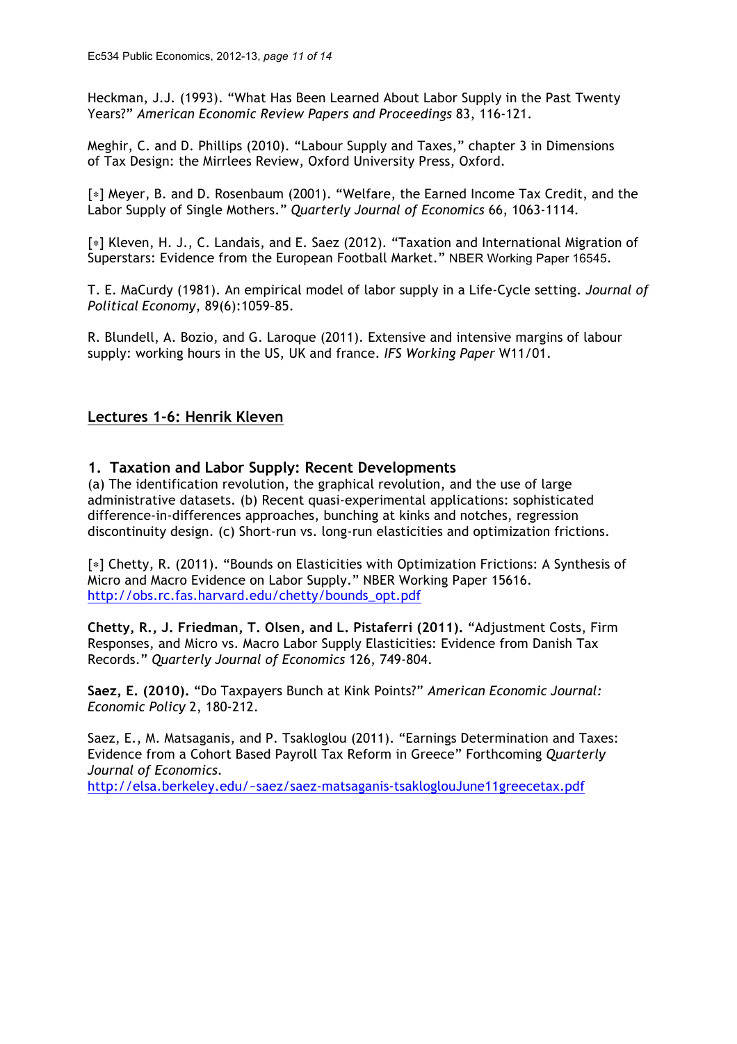Heckman, J.J. (1993). "What Has Been Learned About Labor Supply in the Past Twenty Years?" *American Economic Review Papers and Proceedings* 83, 116-121.

Meghir, C. and D. Phillips (2010). "Labour Supply and Taxes," chapter 3 in Dimensions of Tax Design: the Mirrlees Review, Oxford University Press, Oxford.

[∗] Meyer, B. and D. Rosenbaum (2001). "Welfare, the Earned Income Tax Credit, and the Labor Supply of Single Mothers." *Quarterly Journal of Economics* 66, 1063-1114.

[∗] Kleven, H. J., C. Landais, and E. Saez (2012). "Taxation and International Migration of Superstars: Evidence from the European Football Market." NBER Working Paper 16545.

T. E. MaCurdy (1981). An empirical model of labor supply in a Life-Cycle setting. *Journal of Political Economy*, 89(6):1059–85.

R. Blundell, A. Bozio, and G. Laroque (2011). Extensive and intensive margins of labour supply: working hours in the US, UK and france. *IFS Working Paper* W11/01.

## <u>Lectures 1-6: Henrik Kleven</u>

### 1. Taxation and Labor Supply: Recent Developments

(a) The identification revolution, the graphical revolution, and the use of large administrative datasets. (b) Recent quasi-experimental applications: sophisticated difference-in-differences approaches, bunching at kinks and notches, regression discontinuity design. (c) Short-run vs. long-run elasticities and optimization frictions.

[∗] Chetty, R. (2011). "Bounds on Elasticities with Optimization Frictions: A Synthesis of Micro and Macro Evidence on Labor Supply." NBER Working Paper 15616. http://obs.rc.fas.harvard.edu/chetty/bounds_opt.pdf

**Chetty, R., J. Friedman, T. Olsen, and L. Pistaferri (2011).** "Adjustment Costs, Firm Responses, and Micro vs. Macro Labor Supply Elasticities: Evidence from Danish Tax Records." *Quarterly Journal of Economics* 126, 749-804.

**Saez, E. (2010).** "Do Taxpayers Bunch at Kink Points?" *American Economic Journal: Economic Policy* 2, 180-212.

Saez, E., M. Matsaganis, and P. Tsakloglou (2011). "Earnings Determination and Taxes: Evidence from a Cohort Based Payroll Tax Reform in Greece" Forthcoming *Quarterly Journal of Economics*.
http://elsa.berkeley.edu/~saez/saez-matsaganis-tsaklogloujune11greecetax.pdf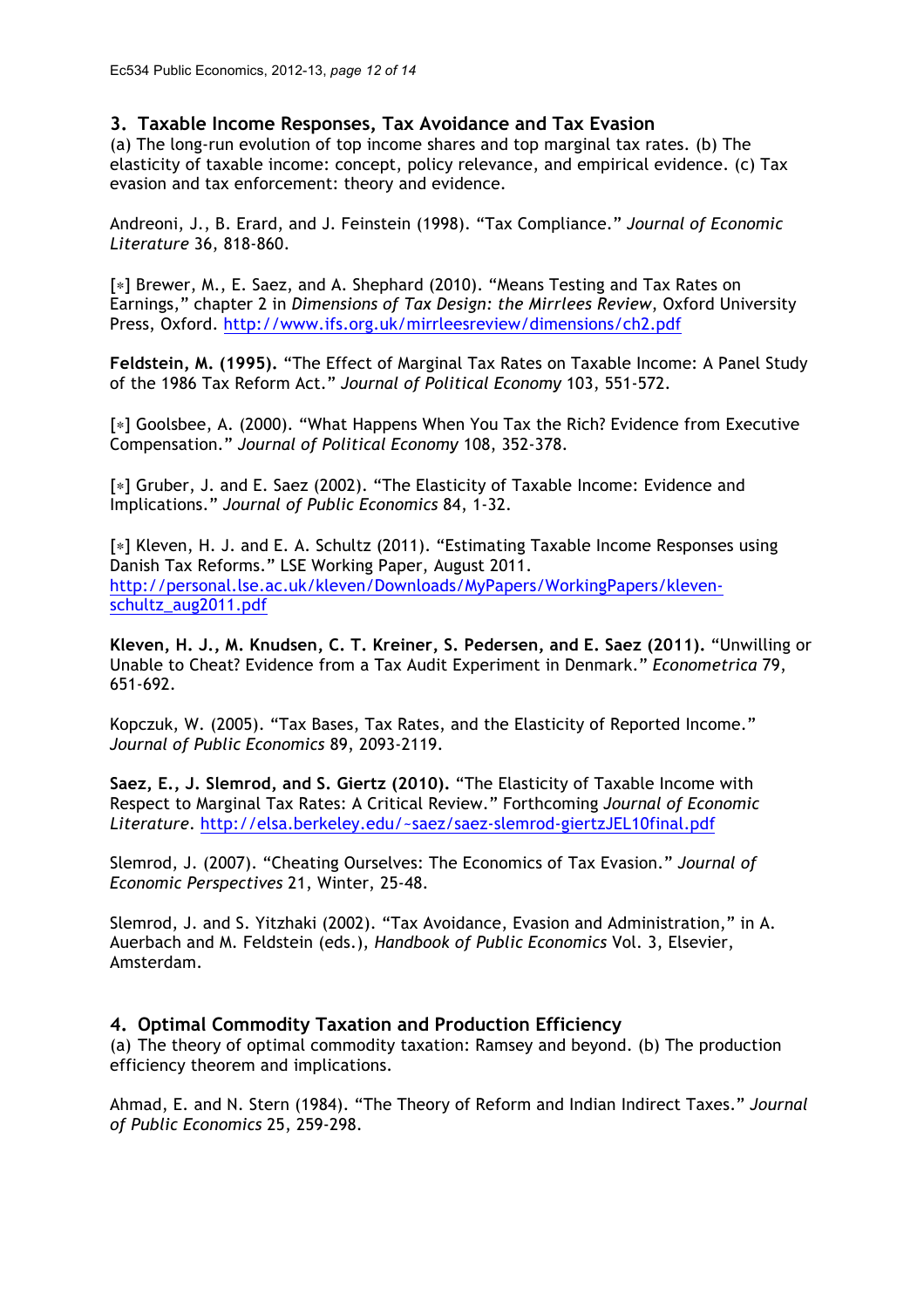## 3. Taxable Income Responses, Tax Avoidance and Tax Evasion

(a) The long-run evolution of top income shares and top marginal tax rates. (b) The elasticity of taxable income: concept, policy relevance, and empirical evidence. (c) Tax evasion and tax enforcement: theory and evidence.

Andreoni, J., B. Erard, and J. Feinstein (1998). "Tax Compliance." *Journal of Economic Literature* 36, 818-860.

[*] Brewer, M., E. Saez, and A. Shephard (2010). "Means Testing and Tax Rates on Earnings," chapter 2 in *Dimensions of Tax Design: the Mirrlees Review*, Oxford University Press, Oxford. http://www.ifs.org.uk/mirrleesreview/dimensions/ch2.pdf

**Feldstein, M. (1995).** "The Effect of Marginal Tax Rates on Taxable Income: A Panel Study of the 1986 Tax Reform Act." *Journal of Political Economy* 103, 551-572.

[*] Goolsbee, A. (2000). "What Happens When You Tax the Rich? Evidence from Executive Compensation." *Journal of Political Economy* 108, 352-378.

[*] Gruber, J. and E. Saez (2002). "The Elasticity of Taxable Income: Evidence and Implications." *Journal of Public Economics* 84, 1-32.

[*] Kleven, H. J. and E. A. Schultz (2011). "Estimating Taxable Income Responses using Danish Tax Reforms." LSE Working Paper, August 2011. http://personal.lse.ac.uk/kleven/Downloads/MyPapers/WorkingPapers/kleven-schultz_aug2011.pdf

**Kleven, H. J., M. Knudsen, C. T. Kreiner, S. Pedersen, and E. Saez (2011).** "Unwilling or Unable to Cheat? Evidence from a Tax Audit Experiment in Denmark." *Econometrica* 79, 651-692.

Kopczuk, W. (2005). "Tax Bases, Tax Rates, and the Elasticity of Reported Income." *Journal of Public Economics* 89, 2093-2119.

**Saez, E., J. Slemrod, and S. Giertz (2010).** "The Elasticity of Taxable Income with Respect to Marginal Tax Rates: A Critical Review." Forthcoming *Journal of Economic Literature*. http://elsa.berkeley.edu/~saez/saez-slemrod-giertzJEL10final.pdf

Slemrod, J. (2007). "Cheating Ourselves: The Economics of Tax Evasion." *Journal of Economic Perspectives* 21, Winter, 25-48.

Slemrod, J. and S. Yitzhaki (2002). "Tax Avoidance, Evasion and Administration," in A. Auerbach and M. Feldstein (eds.), *Handbook of Public Economics* Vol. 3, Elsevier, Amsterdam.

## 4. Optimal Commodity Taxation and Production Efficiency

(a) The theory of optimal commodity taxation: Ramsey and beyond. (b) The production efficiency theorem and implications.

Ahmad, E. and N. Stern (1984). "The Theory of Reform and Indian Indirect Taxes." *Journal of Public Economics* 25, 259-298.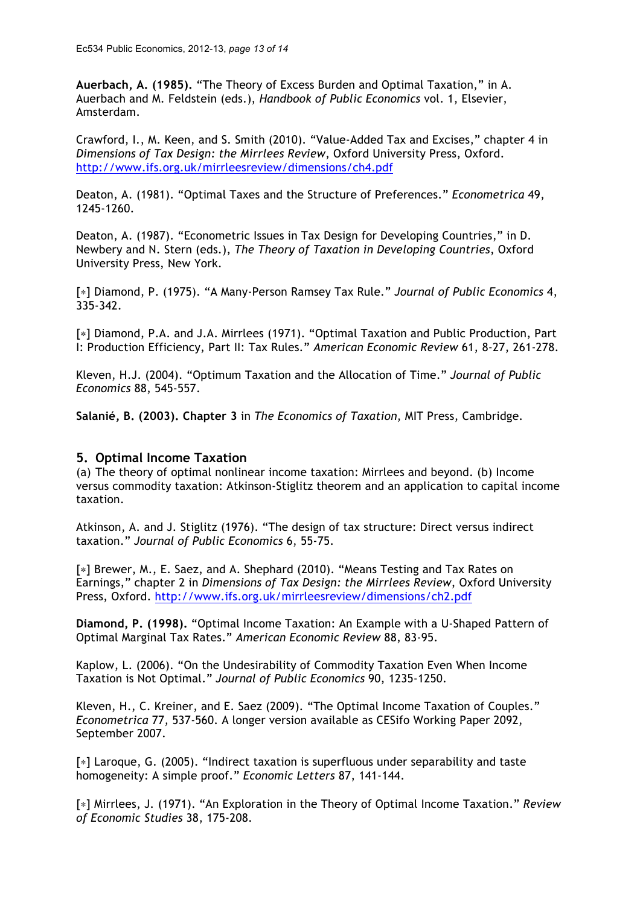**Auerbach, A. (1985).** "The Theory of Excess Burden and Optimal Taxation," in A. Auerbach and M. Feldstein (eds.), *Handbook of Public Economics* vol. 1, Elsevier, Amsterdam.

Crawford, I., M. Keen, and S. Smith (2010). "Value-Added Tax and Excises," chapter 4 in *Dimensions of Tax Design: the Mirrlees Review*, Oxford University Press, Oxford. http://www.ifs.org.uk/mirrleesreview/dimensions/ch4.pdf

Deaton, A. (1981). "Optimal Taxes and the Structure of Preferences." *Econometrica* 49, 1245-1260.

Deaton, A. (1987). "Econometric Issues in Tax Design for Developing Countries," in D. Newbery and N. Stern (eds.), *The Theory of Taxation in Developing Countries*, Oxford University Press, New York.

[*] Diamond, P. (1975). "A Many-Person Ramsey Tax Rule." *Journal of Public Economics* 4, 335-342.

[*] Diamond, P.A. and J.A. Mirrlees (1971). "Optimal Taxation and Public Production, Part I: Production Efficiency, Part II: Tax Rules." *American Economic Review* 61, 8-27, 261-278.

Kleven, H.J. (2004). "Optimum Taxation and the Allocation of Time." *Journal of Public Economics* 88, 545-557.

**Salanié, B. (2003). Chapter 3** in *The Economics of Taxation*, MIT Press, Cambridge.

## 5. Optimal Income Taxation

(a) The theory of optimal nonlinear income taxation: Mirrlees and beyond. (b) Income versus commodity taxation: Atkinson-Stiglitz theorem and an application to capital income taxation.

Atkinson, A. and J. Stiglitz (1976). "The design of tax structure: Direct versus indirect taxation." *Journal of Public Economics* 6, 55-75.

[*] Brewer, M., E. Saez, and A. Shephard (2010). "Means Testing and Tax Rates on Earnings," chapter 2 in *Dimensions of Tax Design: the Mirrlees Review*, Oxford University Press, Oxford. http://www.ifs.org.uk/mirrleesreview/dimensions/ch2.pdf

**Diamond, P. (1998).** "Optimal Income Taxation: An Example with a U-Shaped Pattern of Optimal Marginal Tax Rates." *American Economic Review* 88, 83-95.

Kaplow, L. (2006). "On the Undesirability of Commodity Taxation Even When Income Taxation is Not Optimal." *Journal of Public Economics* 90, 1235-1250.

Kleven, H., C. Kreiner, and E. Saez (2009). "The Optimal Income Taxation of Couples." *Econometrica* 77, 537-560. A longer version available as CESifo Working Paper 2092, September 2007.

[*] Laroque, G. (2005). "Indirect taxation is superfluous under separability and taste homogeneity: A simple proof." *Economic Letters* 87, 141-144.

[*] Mirrlees, J. (1971). "An Exploration in the Theory of Optimal Income Taxation." *Review of Economic Studies* 38, 175-208.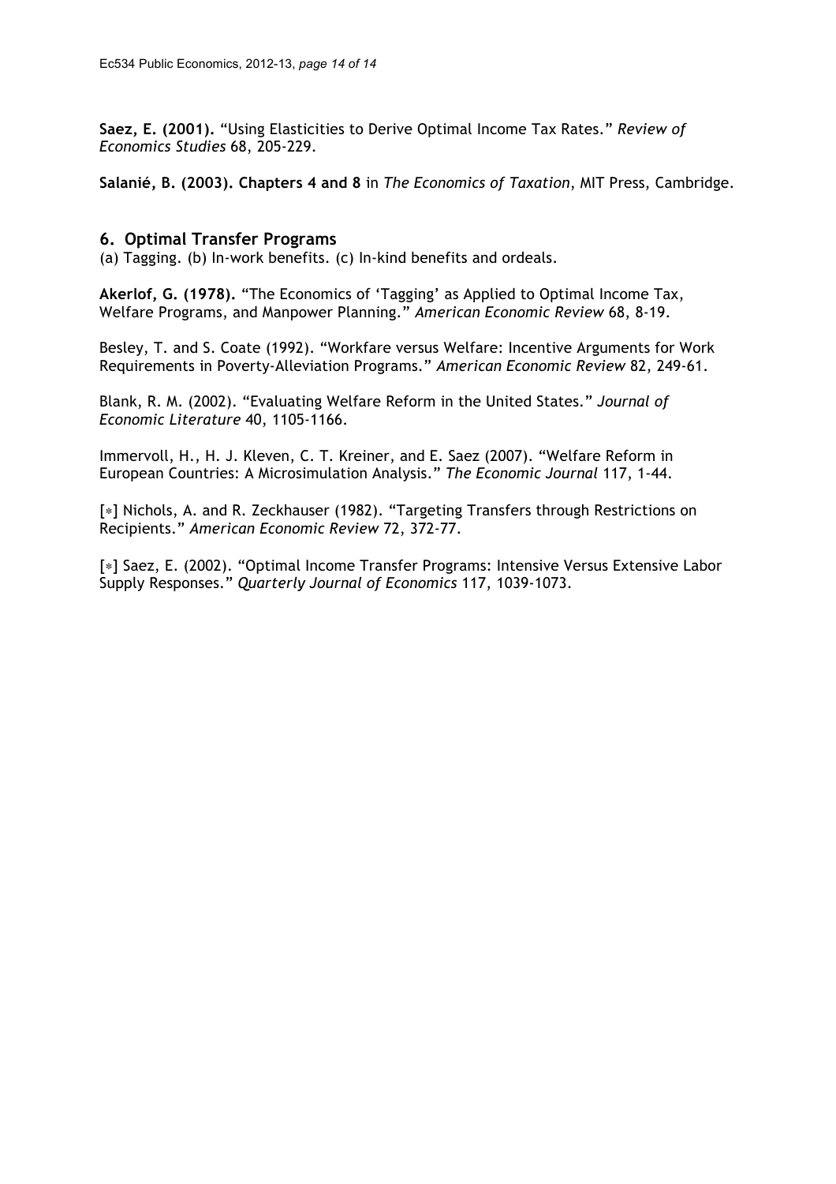**Saez, E. (2001).** "Using Elasticities to Derive Optimal Income Tax Rates." *Review of Economics Studies* 68, 205-229.

**Salanié, B. (2003). Chapters 4 and 8** in *The Economics of Taxation*, MIT Press, Cambridge.

## 6. Optimal Transfer Programs

(a) Tagging. (b) In-work benefits. (c) In-kind benefits and ordeals.

**Akerlof, G. (1978).** "The Economics of 'Tagging' as Applied to Optimal Income Tax, Welfare Programs, and Manpower Planning." *American Economic Review* 68, 8-19.

Besley, T. and S. Coate (1992). "Workfare versus Welfare: Incentive Arguments for Work Requirements in Poverty-Alleviation Programs." *American Economic Review* 82, 249-61.

Blank, R. M. (2002). "Evaluating Welfare Reform in the United States." *Journal of Economic Literature* 40, 1105-1166.

Immervoll, H., H. J. Kleven, C. T. Kreiner, and E. Saez (2007). "Welfare Reform in European Countries: A Microsimulation Analysis." *The Economic Journal* 117, 1-44.

[*] Nichols, A. and R. Zeckhauser (1982). "Targeting Transfers through Restrictions on Recipients." *American Economic Review* 72, 372-77.

[*] Saez, E. (2002). "Optimal Income Transfer Programs: Intensive Versus Extensive Labor Supply Responses." *Quarterly Journal of Economics* 117, 1039-1073.